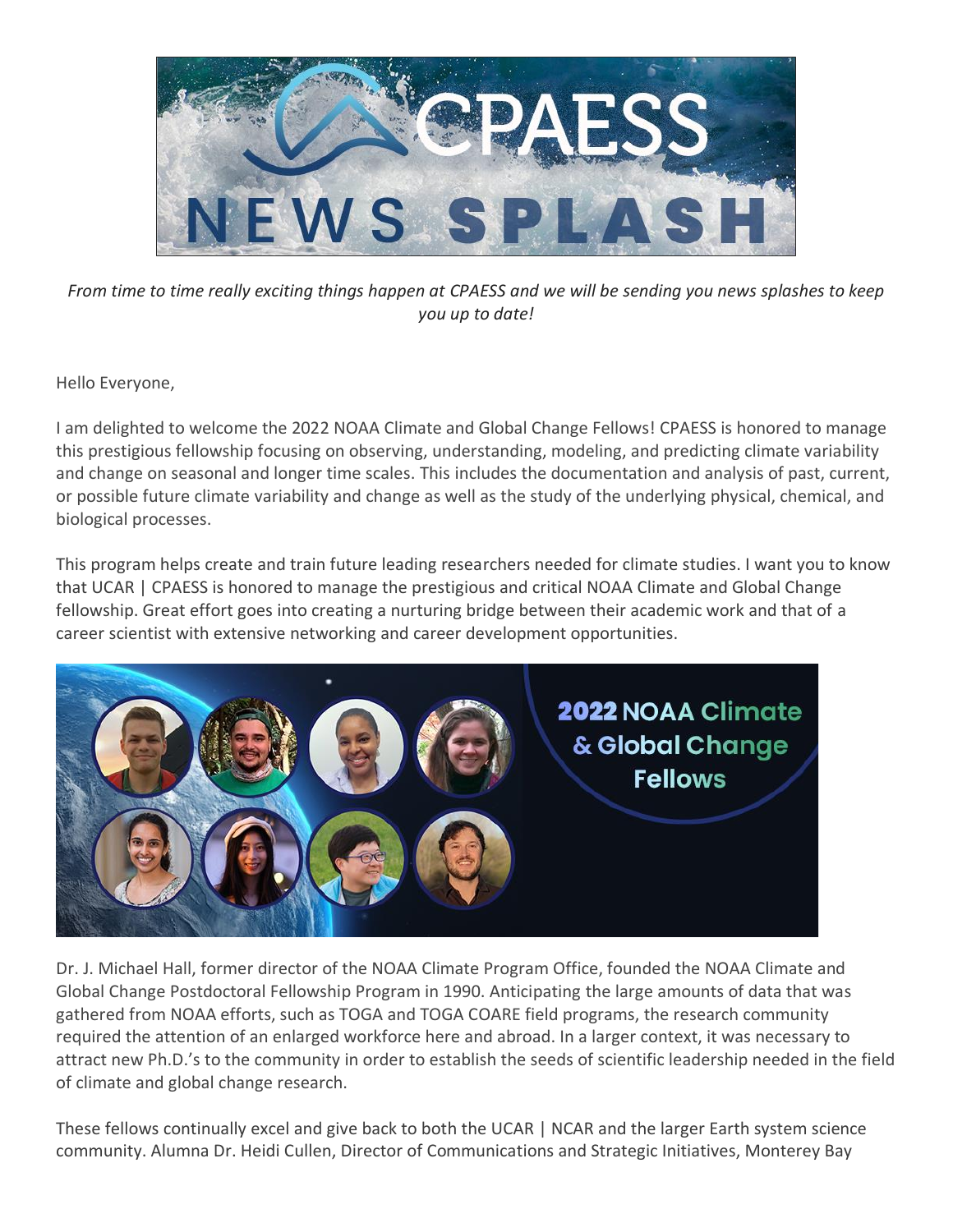*From time to time really exciting things happen at CPAESS and we will be sending you news splashes to keep you up to date!*

Hello Everyone,

I am delighted to welcome the 2022 NOAA Climate and Global Change Fellows! CPAESS is honored to manage this prestigious fellowship focusing on observing, understanding, modeling, and predicting climate variability and change on seasonal and longer time scales. This includes the documentation and analysis of past, current, or possible future climate variability and change as well as the study of the underlying physical, chemical, and biological processes.

This program helps create and train future leading researchers needed for climate studies. I want you to know that UCAR | CPAESS is honored to manage the prestigious and critical NOAA Climate and Global Change fellowship. Great effort goes into creating a nurturing bridge between their academic work and that of a career scientist with extensive networking and career development opportunities.

Dr. J. Michael Hall, former director of the NOAA Climate Program Office, founded the NOAA Climate and Global Change Postdoctoral Fellowship Program in 1990. Anticipating the large amounts of data that was gathered from NOAA efforts, such as TOGA and TOGA COARE field programs, the research community required the attention of an enlarged workforce here and abroad. In a larger context, it was necessary to attract new Ph.D.'s to the community in order to establish the seeds of scientific leadership needed in the field of climate and global change research.

These fellows continually excel and give back to both the UCAR | NCAR and the larger Earth system science community. Alumna Dr. Heidi Cullen, Director of Communications and Strategic Initiatives, Monterey Bay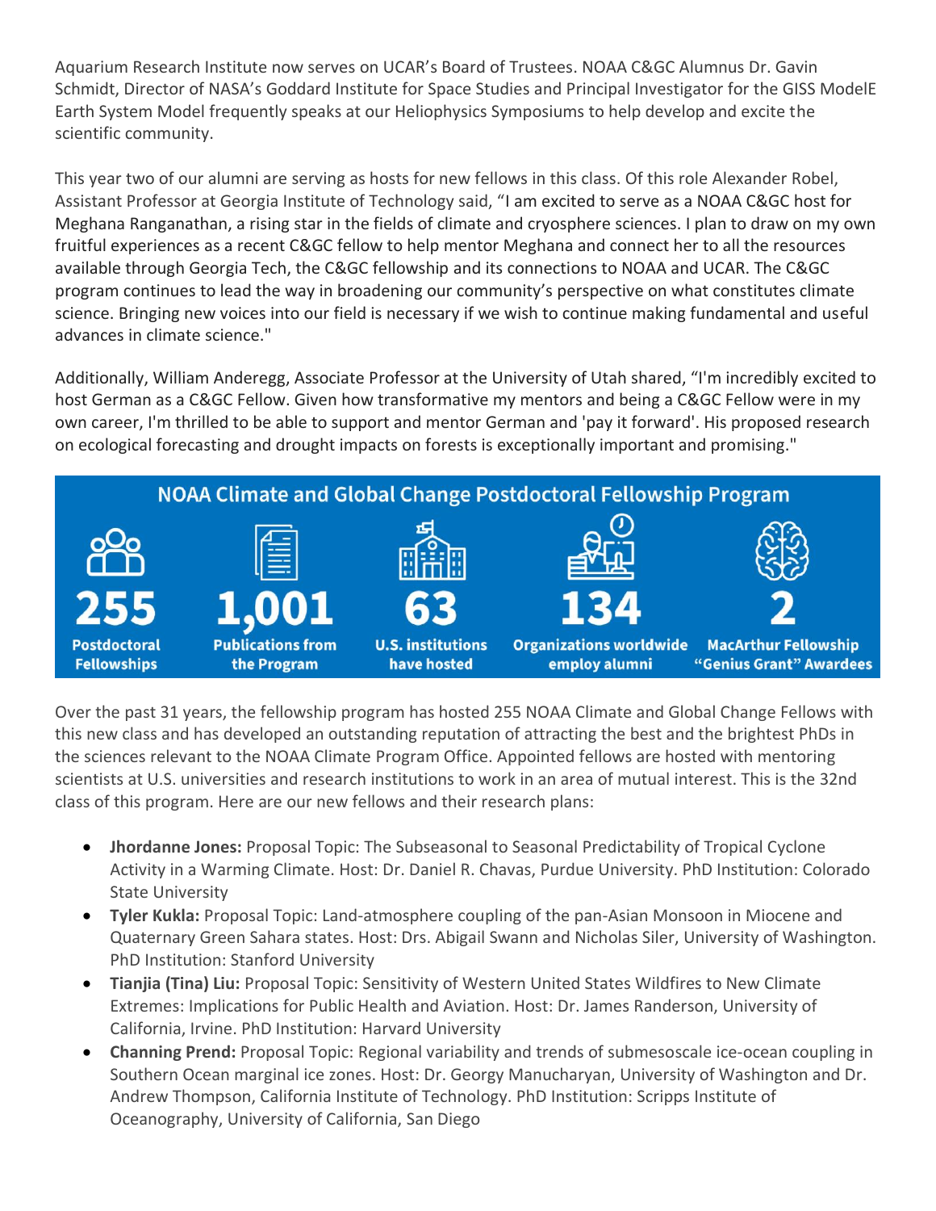Aquarium Research Institute now serves on UCAR's Board of Trustees. NOAA C&GC Alumnus Dr. Gavin Schmidt, Director of NASA's Goddard Institute for Space Studies and Principal Investigator for the GISS ModelE Earth System Model frequently speaks at our Heliophysics Symposiums to help develop and excite the scientific community.

This year two of our alumni are serving as hosts for new fellows in this class. Of this role Alexander Robel, Assistant Professor at Georgia Institute of Technology said, "I am excited to serve as a NOAA C&GC host for Meghana Ranganathan, a rising star in the fields of climate and cryosphere sciences. I plan to draw on my own fruitful experiences as a recent C&GC fellow to help mentor Meghana and connect her to all the resources available through Georgia Tech, the C&GC fellowship and its connections to NOAA and UCAR. The C&GC program continues to lead the way in broadening our community's perspective on what constitutes climate science. Bringing new voices into our field is necessary if we wish to continue making fundamental and useful advances in climate science."

Additionally, William Anderegg, Associate Professor at the University of Utah shared, "I'm incredibly excited to host German as a C&GC Fellow. Given how transformative my mentors and being a C&GC Fellow were in my own career, I'm thrilled to be able to support and mentor German and 'pay it forward'. His proposed research on ecological forecasting and drought impacts on forests is exceptionally important and promising."

**NOAA Climate and Global Change Postdoctoral Fellowship Program**

| 255 | 1,001 | 63 | 134 | 2 |
|---|---|---|---|---|
| Postdoctoral Fellowships | Publications from the Program | U.S. institutions have hosted | Organizations worldwide employ alumni | MacArthur Fellowship "Genius Grant" Awardees |

Over the past 31 years, the fellowship program has hosted 255 NOAA Climate and Global Change Fellows with this new class and has developed an outstanding reputation of attracting the best and the brightest PhDs in the sciences relevant to the NOAA Climate Program Office. Appointed fellows are hosted with mentoring scientists at U.S. universities and research institutions to work in an area of mutual interest. This is the 32nd class of this program. Here are our new fellows and their research plans:

- **Jhordanne Jones:** Proposal Topic: The Subseasonal to Seasonal Predictability of Tropical Cyclone Activity in a Warming Climate. Host: Dr. Daniel R. Chavas, Purdue University. PhD Institution: Colorado State University
- **Tyler Kukla:** Proposal Topic: Land-atmosphere coupling of the pan-Asian Monsoon in Miocene and Quaternary Green Sahara states. Host: Drs. Abigail Swann and Nicholas Siler, University of Washington. PhD Institution: Stanford University
- **Tianjia (Tina) Liu:** Proposal Topic: Sensitivity of Western United States Wildfires to New Climate Extremes: Implications for Public Health and Aviation. Host: Dr. James Randerson, University of California, Irvine. PhD Institution: Harvard University
- **Channing Prend:** Proposal Topic: Regional variability and trends of submesoscale ice-ocean coupling in Southern Ocean marginal ice zones. Host: Dr. Georgy Manucharyan, University of Washington and Dr. Andrew Thompson, California Institute of Technology. PhD Institution: Scripps Institute of Oceanography, University of California, San Diego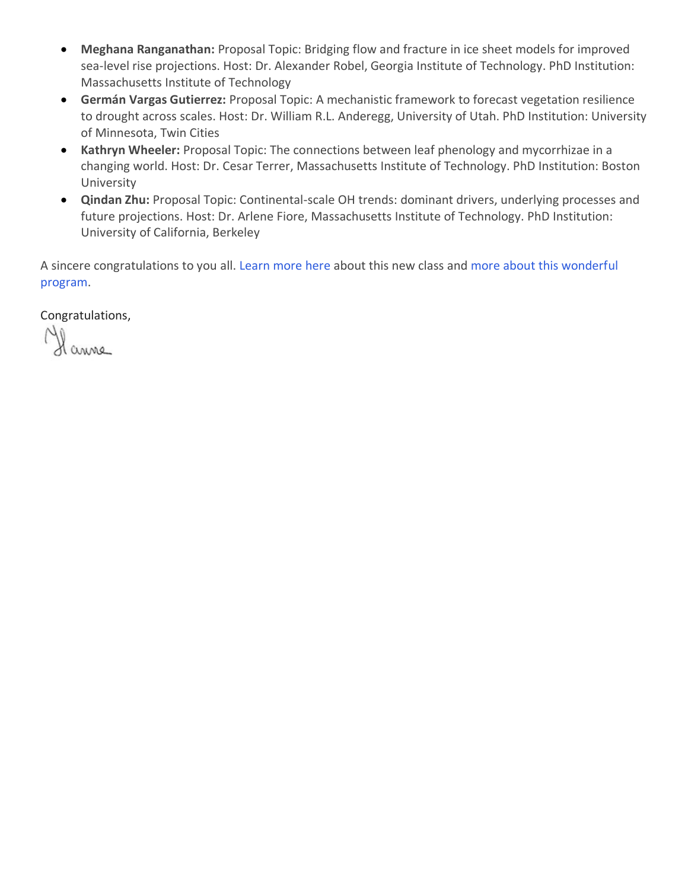- **Meghana Ranganathan:** Proposal Topic: Bridging flow and fracture in ice sheet models for improved sea-level rise projections. Host: Dr. Alexander Robel, Georgia Institute of Technology. PhD Institution: Massachusetts Institute of Technology
- **Germán Vargas Gutierrez:** Proposal Topic: A mechanistic framework to forecast vegetation resilience to drought across scales. Host: Dr. William R.L. Anderegg, University of Utah. PhD Institution: University of Minnesota, Twin Cities
- **Kathryn Wheeler:** Proposal Topic: The connections between leaf phenology and mycorrhizae in a changing world. Host: Dr. Cesar Terrer, Massachusetts Institute of Technology. PhD Institution: Boston University
- **Qindan Zhu:** Proposal Topic: Continental-scale OH trends: dominant drivers, underlying processes and future projections. Host: Dr. Arlene Fiore, Massachusetts Institute of Technology. PhD Institution: University of California, Berkeley

A sincere congratulations to you all. Learn more here about this new class and more about this wonderful program.

Congratulations,

Hanne